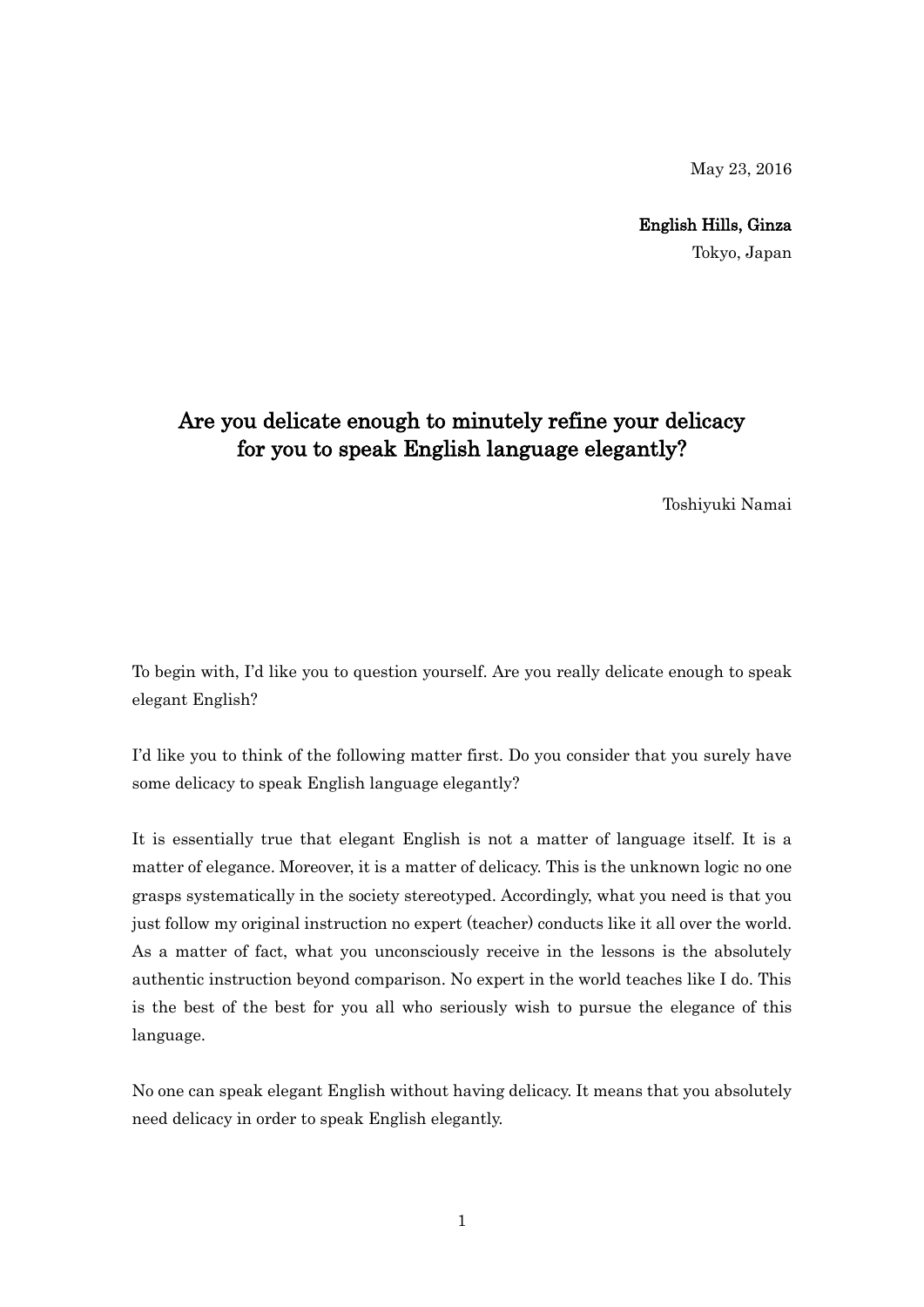May 23, 2016

**English Hills, Ginza**
Tokyo, Japan

# Are you delicate enough to minutely refine your delicacy for you to speak English language elegantly?

Toshiyuki Namai

To begin with, I'd like you to question yourself. Are you really delicate enough to speak elegant English?

I'd like you to think of the following matter first. Do you consider that you surely have some delicacy to speak English language elegantly?

It is essentially true that elegant English is not a matter of language itself. It is a matter of elegance. Moreover, it is a matter of delicacy. This is the unknown logic no one grasps systematically in the society stereotyped. Accordingly, what you need is that you just follow my original instruction no expert (teacher) conducts like it all over the world. As a matter of fact, what you unconsciously receive in the lessons is the absolutely authentic instruction beyond comparison. No expert in the world teaches like I do. This is the best of the best for you all who seriously wish to pursue the elegance of this language.

No one can speak elegant English without having delicacy. It means that you absolutely need delicacy in order to speak English elegantly.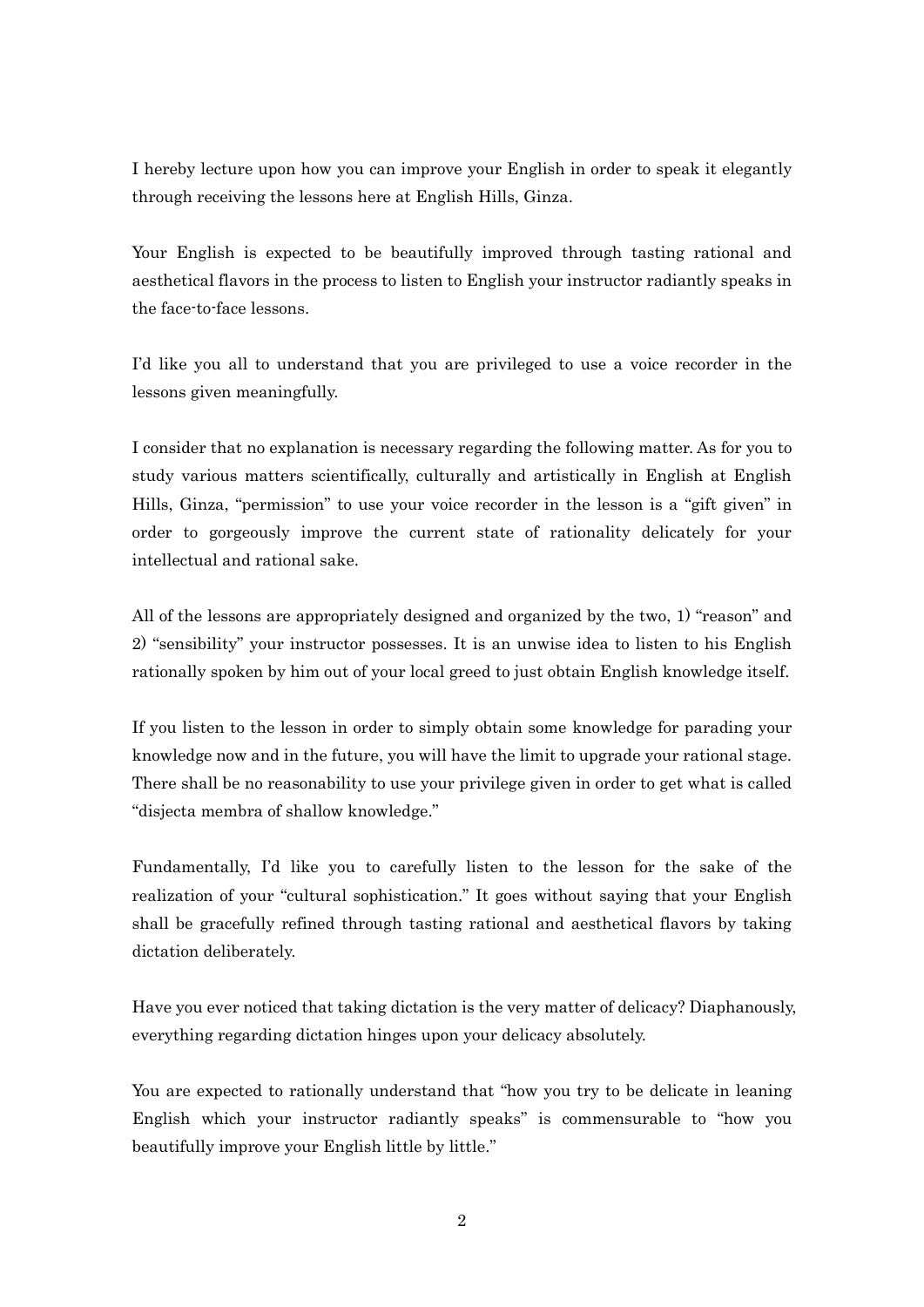I hereby lecture upon how you can improve your English in order to speak it elegantly through receiving the lessons here at English Hills, Ginza.

Your English is expected to be beautifully improved through tasting rational and aesthetical flavors in the process to listen to English your instructor radiantly speaks in the face-to-face lessons.

I'd like you all to understand that you are privileged to use a voice recorder in the lessons given meaningfully.

I consider that no explanation is necessary regarding the following matter. As for you to study various matters scientifically, culturally and artistically in English at English Hills, Ginza, "permission" to use your voice recorder in the lesson is a "gift given" in order to gorgeously improve the current state of rationality delicately for your intellectual and rational sake.

All of the lessons are appropriately designed and organized by the two, 1) "reason" and 2) "sensibility" your instructor possesses. It is an unwise idea to listen to his English rationally spoken by him out of your local greed to just obtain English knowledge itself.

If you listen to the lesson in order to simply obtain some knowledge for parading your knowledge now and in the future, you will have the limit to upgrade your rational stage. There shall be no reasonability to use your privilege given in order to get what is called "disjecta membra of shallow knowledge."

Fundamentally, I'd like you to carefully listen to the lesson for the sake of the realization of your "cultural sophistication." It goes without saying that your English shall be gracefully refined through tasting rational and aesthetical flavors by taking dictation deliberately.

Have you ever noticed that taking dictation is the very matter of delicacy? Diaphanously, everything regarding dictation hinges upon your delicacy absolutely.

You are expected to rationally understand that "how you try to be delicate in leaning English which your instructor radiantly speaks" is commensurable to "how you beautifully improve your English little by little."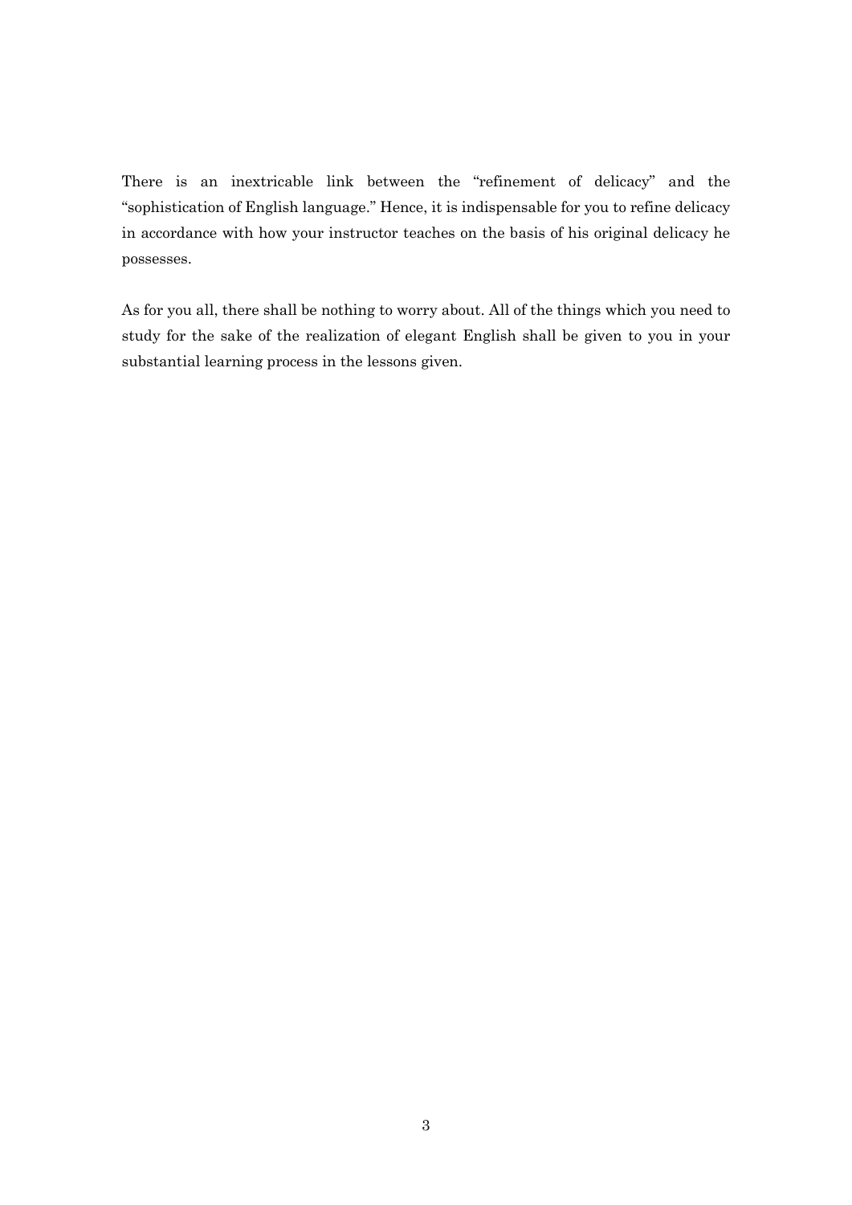There is an inextricable link between the "refinement of delicacy" and the "sophistication of English language." Hence, it is indispensable for you to refine delicacy in accordance with how your instructor teaches on the basis of his original delicacy he possesses.

As for you all, there shall be nothing to worry about. All of the things which you need to study for the sake of the realization of elegant English shall be given to you in your substantial learning process in the lessons given.